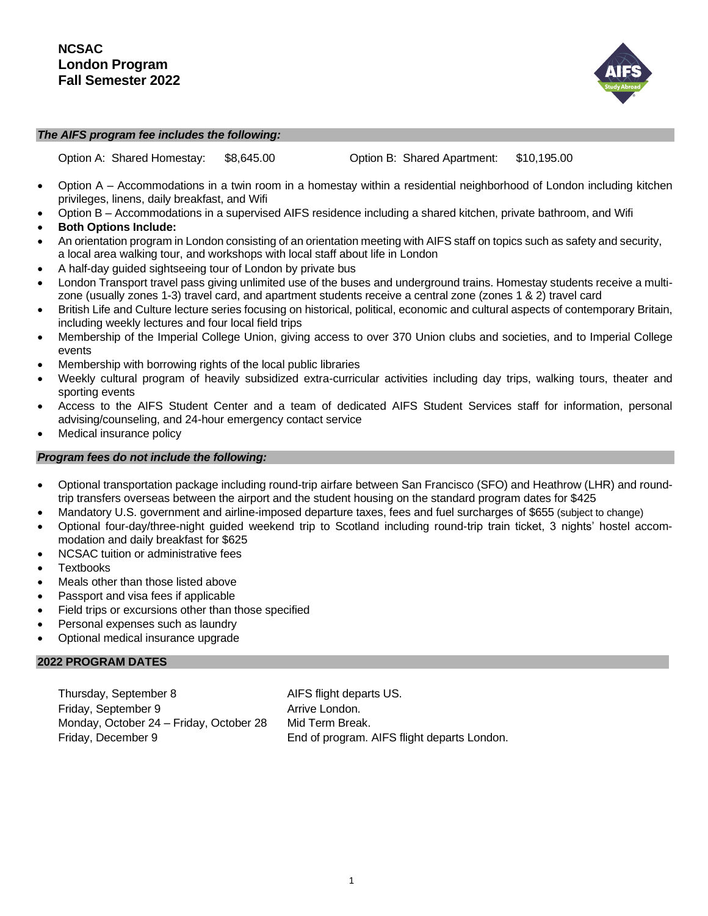# NCSAC
# London Program
# Fall Semester 2022

## *The AIFS program fee includes the following:*

Option A: Shared Homestay: $8,645.00 Option B: Shared Apartment: $10,195.00

- Option A – Accommodations in a twin room in a homestay within a residential neighborhood of London including kitchen privileges, linens, daily breakfast, and Wifi
- Option B – Accommodations in a supervised AIFS residence including a shared kitchen, private bathroom, and Wifi
- **Both Options Include:**
- An orientation program in London consisting of an orientation meeting with AIFS staff on topics such as safety and security, a local area walking tour, and workshops with local staff about life in London
- A half-day guided sightseeing tour of London by private bus
- London Transport travel pass giving unlimited use of the buses and underground trains. Homestay students receive a multi-zone (usually zones 1-3) travel card, and apartment students receive a central zone (zones 1 & 2) travel card
- British Life and Culture lecture series focusing on historical, political, economic and cultural aspects of contemporary Britain, including weekly lectures and four local field trips
- Membership of the Imperial College Union, giving access to over 370 Union clubs and societies, and to Imperial College events
- Membership with borrowing rights of the local public libraries
- Weekly cultural program of heavily subsidized extra-curricular activities including day trips, walking tours, theater and sporting events
- Access to the AIFS Student Center and a team of dedicated AIFS Student Services staff for information, personal advising/counseling, and 24-hour emergency contact service
- Medical insurance policy

## *Program fees do not include the following:*

- Optional transportation package including round-trip airfare between San Francisco (SFO) and Heathrow (LHR) and round-trip transfers overseas between the airport and the student housing on the standard program dates for $425
- Mandatory U.S. government and airline-imposed departure taxes, fees and fuel surcharges of $655 (subject to change)
- Optional four-day/three-night guided weekend trip to Scotland including round-trip train ticket, 3 nights' hostel accommodation and daily breakfast for $625
- NCSAC tuition or administrative fees
- Textbooks
- Meals other than those listed above
- Passport and visa fees if applicable
- Field trips or excursions other than those specified
- Personal expenses such as laundry
- Optional medical insurance upgrade

## 2022 PROGRAM DATES

| | |
|---|---|
| Thursday, September 8 | AIFS flight departs US. |
| Friday, September 9 | Arrive London. |
| Monday, October 24 – Friday, October 28 | Mid Term Break. |
| Friday, December 9 | End of program. AIFS flight departs London. |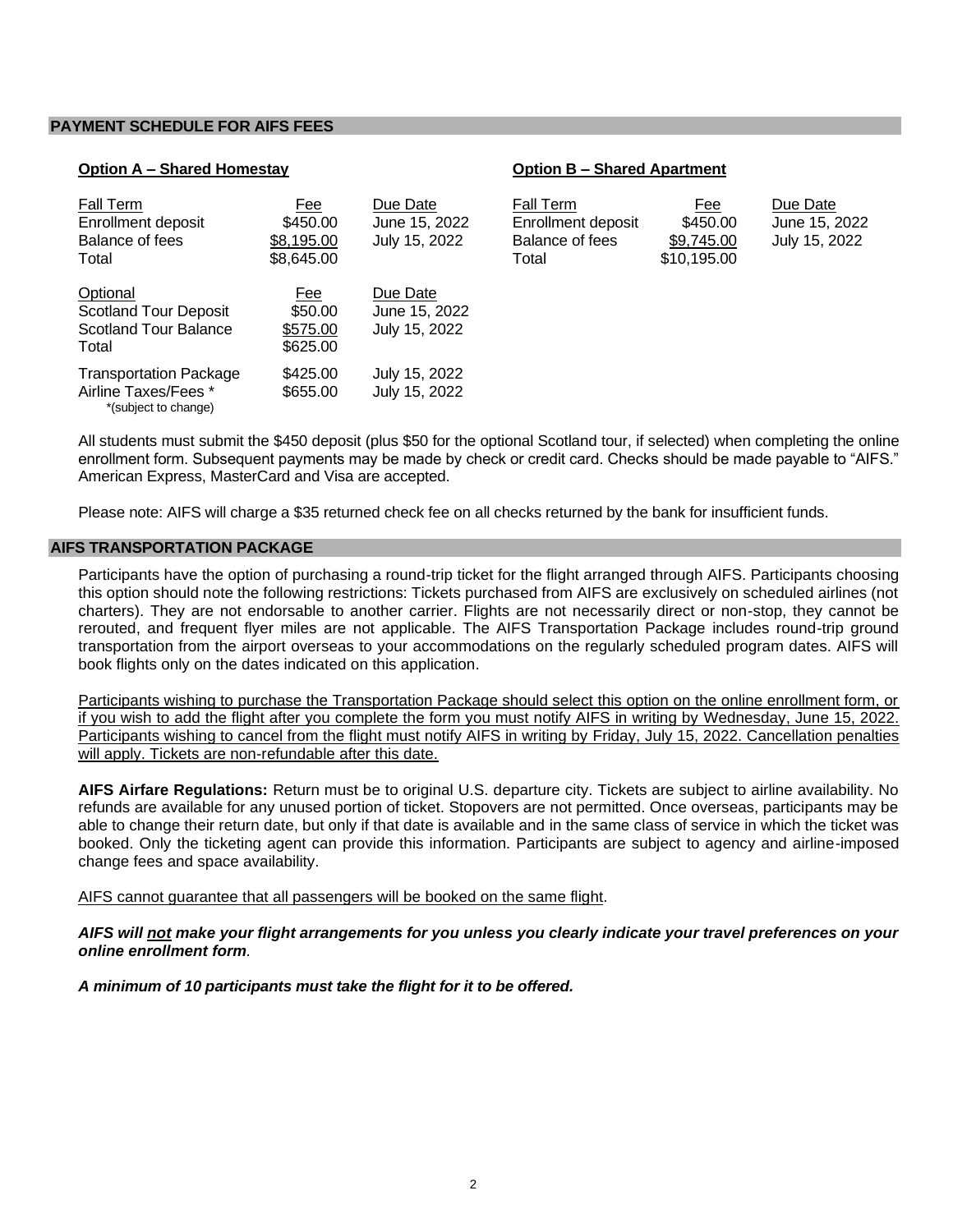## PAYMENT SCHEDULE FOR AIFS FEES

### Option A – Shared Homestay

| Fall Term | Fee | Due Date |
|---|---|---|
| Enrollment deposit | $450.00 | June 15, 2022 |
| Balance of fees | $8,195.00 | July 15, 2022 |
| Total | $8,645.00 | |

| Optional | Fee | Due Date |
|---|---|---|
| Scotland Tour Deposit | $50.00 | June 15, 2022 |
| Scotland Tour Balance | $575.00 | July 15, 2022 |
| Total | $625.00 | |
| Transportation Package | $425.00 | July 15, 2022 |
| Airline Taxes/Fees * | $655.00 | July 15, 2022 |

*(subject to change)

### Option B – Shared Apartment

| Fall Term | Fee | Due Date |
|---|---|---|
| Enrollment deposit | $450.00 | June 15, 2022 |
| Balance of fees | $9,745.00 | July 15, 2022 |
| Total | $10,195.00 | |

All students must submit the $450 deposit (plus $50 for the optional Scotland tour, if selected) when completing the online enrollment form. Subsequent payments may be made by check or credit card. Checks should be made payable to "AIFS." American Express, MasterCard and Visa are accepted.

Please note: AIFS will charge a $35 returned check fee on all checks returned by the bank for insufficient funds.

## AIFS TRANSPORTATION PACKAGE

Participants have the option of purchasing a round-trip ticket for the flight arranged through AIFS. Participants choosing this option should note the following restrictions: Tickets purchased from AIFS are exclusively on scheduled airlines (not charters). They are not endorsable to another carrier. Flights are not necessarily direct or non-stop, they cannot be rerouted, and frequent flyer miles are not applicable. The AIFS Transportation Package includes round-trip ground transportation from the airport overseas to your accommodations on the regularly scheduled program dates. AIFS will book flights only on the dates indicated on this application.

Participants wishing to purchase the Transportation Package should select this option on the online enrollment form, or if you wish to add the flight after you complete the form you must notify AIFS in writing by Wednesday, June 15, 2022. Participants wishing to cancel from the flight must notify AIFS in writing by Friday, July 15, 2022. Cancellation penalties will apply. Tickets are non-refundable after this date.

**AIFS Airfare Regulations:** Return must be to original U.S. departure city. Tickets are subject to airline availability. No refunds are available for any unused portion of ticket. Stopovers are not permitted. Once overseas, participants may be able to change their return date, but only if that date is available and in the same class of service in which the ticket was booked. Only the ticketing agent can provide this information. Participants are subject to agency and airline-imposed change fees and space availability.

AIFS cannot guarantee that all passengers will be booked on the same flight.

***AIFS will not make your flight arrangements for you unless you clearly indicate your travel preferences on your online enrollment form.***

***A minimum of 10 participants must take the flight for it to be offered.***